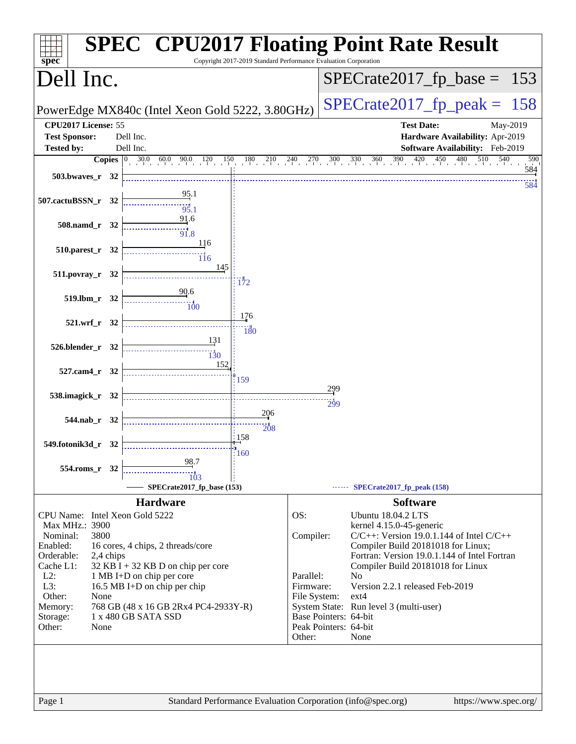# SPEC CPU2017 Floating Point Rate Result

Copyright 2017-2019 Standard Performance Evaluation Corporation

## Dell Inc.

PowerEdge MX840c (Intel Xeon Gold 5222, 3.80GHz)

SPECrate2017_fp_base = 153

SPECrate2017_fp_peak = 158

| | | | |
|---|---|---|---|
| **CPU2017 License:** | 55 | **Test Date:** | May-2019 |
| **Test Sponsor:** | Dell Inc. | **Hardware Availability:** | Apr-2019 |
| **Tested by:** | Dell Inc. | **Software Availability:** | Feb-2019 |

| Benchmark | Copies | Base | Peak |
|---|---|---|---|
| 503.bwaves_r | 32 | 584 | 584 |
| 507.cactuBSSN_r | 32 | 95.1 | 95.1 |
| 508.namd_r | 32 | 91.6 | 91.8 |
| 510.parest_r | 32 | 116 | 116 |
| 511.povray_r | 32 | 145 | 172 |
| 519.lbm_r | 32 | 90.6 | 100 |
| 521.wrf_r | 32 | 176 | 180 |
| 526.blender_r | 32 | 131 | 130 |
| 527.cam4_r | 32 | 152 | 159 |
| 538.imagick_r | 32 | 299 | 299 |
| 544.nab_r | 32 | 206 | 208 |
| 549.fotonik3d_r | 32 | 158 | 160 |
| 554.roms_r | 32 | 98.7 | 103 |

SPECrate2017_fp_base (153) — SPECrate2017_fp_peak (158)

## Hardware

| | |
|---|---|
| CPU Name: | Intel Xeon Gold 5222 |
| Max MHz.: | 3900 |
| Nominal: | 3800 |
| Enabled: | 16 cores, 4 chips, 2 threads/core |
| Orderable: | 2,4 chips |
| Cache L1: | 32 KB I + 32 KB D on chip per core |
| L2: | 1 MB I+D on chip per core |
| L3: | 16.5 MB I+D on chip per chip |
| Other: | None |
| Memory: | 768 GB (48 x 16 GB 2Rx4 PC4-2933Y-R) |
| Storage: | 1 x 480 GB SATA SSD |
| Other: | None |

## Software

| | |
|---|---|
| OS: | Ubuntu 18.04.2 LTS<br>kernel 4.15.0-45-generic |
| Compiler: | C/C++: Version 19.0.1.144 of Intel C/C++ Compiler Build 20181018 for Linux;<br>Fortran: Version 19.0.1.144 of Intel Fortran Compiler Build 20181018 for Linux |
| Parallel: | No |
| Firmware: | Version 2.2.1 released Feb-2019 |
| File System: | ext4 |
| System State: | Run level 3 (multi-user) |
| Base Pointers: | 64-bit |
| Peak Pointers: | 64-bit |
| Other: | None |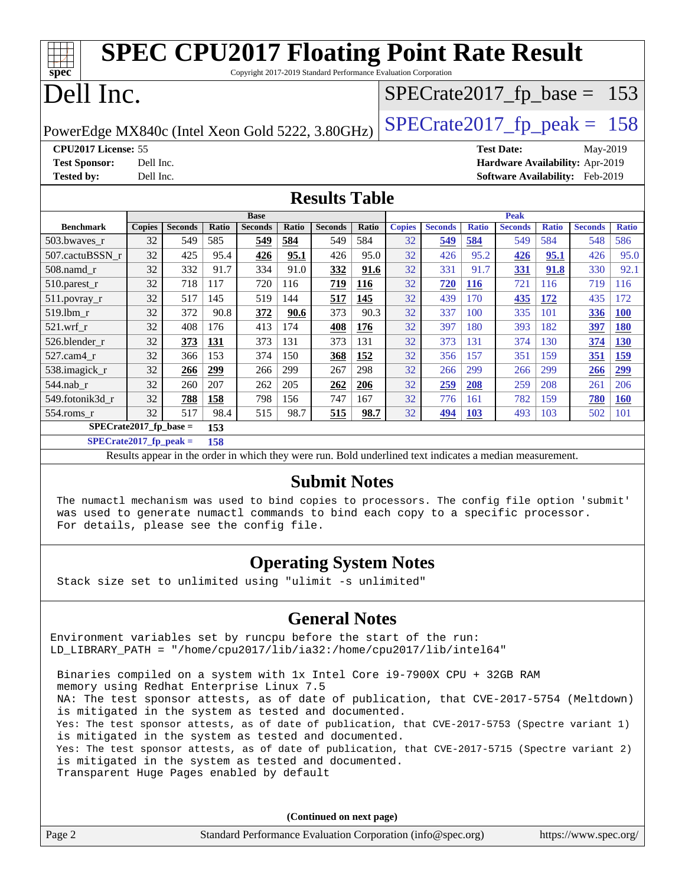# SPEC CPU2017 Floating Point Rate Result

Copyright 2017-2019 Standard Performance Evaluation Corporation

## Dell Inc.

PowerEdge MX840c (Intel Xeon Gold 5222, 3.80GHz)

SPECrate2017_fp_base = 153

SPECrate2017_fp_peak = 158

**CPU2017 License:** 55
**Test Sponsor:** Dell Inc.
**Tested by:** Dell Inc.

**Test Date:** May-2019
**Hardware Availability:** Apr-2019
**Software Availability:** Feb-2019

## Results Table

| | Base | | | | | | | Peak | | | | | | |
|---|---|---|---|---|---|---|---|---|---|---|---|---|---|---|
| **Benchmark** | **Copies** | **Seconds** | **Ratio** | **Seconds** | **Ratio** | **Seconds** | **Ratio** | **Copies** | **Seconds** | **Ratio** | **Seconds** | **Ratio** | **Seconds** | **Ratio** |
| 503.bwaves_r | 32 | 549 | 585 | **549** | **584** | 549 | 584 | 32 | **549** | **584** | 549 | 584 | 548 | 586 |
| 507.cactuBSSN_r | 32 | 425 | 95.4 | **426** | **95.1** | 426 | 95.0 | 32 | 426 | 95.2 | **426** | **95.1** | 426 | 95.0 |
| 508.namd_r | 32 | 332 | 91.7 | 334 | 91.0 | **332** | **91.6** | 32 | 331 | 91.7 | **331** | **91.8** | 330 | 92.1 |
| 510.parest_r | 32 | 718 | 117 | 720 | 116 | **719** | **116** | 32 | **720** | **116** | 721 | 116 | 719 | 116 |
| 511.povray_r | 32 | 517 | 145 | 519 | 144 | **517** | **145** | 32 | 439 | 170 | **435** | **172** | 435 | 172 |
| 519.lbm_r | 32 | 372 | 90.8 | **372** | **90.6** | 373 | 90.3 | 32 | 337 | 100 | 335 | 101 | **336** | **100** |
| 521.wrf_r | 32 | 408 | 176 | 413 | 174 | **408** | **176** | 32 | 397 | 180 | 393 | 182 | **397** | **180** |
| 526.blender_r | 32 | **373** | **131** | 373 | 131 | 373 | 131 | 32 | 373 | 131 | 374 | 130 | **374** | **130** |
| 527.cam4_r | 32 | 366 | 153 | 374 | 150 | **368** | **152** | 32 | 356 | 157 | 351 | 159 | **351** | **159** |
| 538.imagick_r | 32 | **266** | **299** | 266 | 299 | 267 | 298 | 32 | 266 | 299 | 266 | 299 | **266** | **299** |
| 544.nab_r | 32 | 260 | 207 | 262 | 205 | **262** | **206** | 32 | **259** | **208** | 259 | 208 | 261 | 206 |
| 549.fotonik3d_r | 32 | **788** | **158** | 798 | 156 | 747 | 167 | 32 | 776 | 161 | 782 | 159 | **780** | **160** |
| 554.roms_r | 32 | 517 | 98.4 | 515 | 98.7 | **515** | **98.7** | 32 | **494** | **103** | 493 | 103 | 502 | 101 |

**SPECrate2017_fp_base = 153**

**SPECrate2017_fp_peak = 158**

Results appear in the order in which they were run. Bold underlined text indicates a median measurement.

## Submit Notes

```
The numactl mechanism was used to bind copies to processors. The config file option 'submit'
was used to generate numactl commands to bind each copy to a specific processor.
For details, please see the config file.
```

## Operating System Notes

```
Stack size set to unlimited using "ulimit -s unlimited"
```

## General Notes

```
Environment variables set by runcpu before the start of the run:
LD_LIBRARY_PATH = "/home/cpu2017/lib/ia32:/home/cpu2017/lib/intel64"

 Binaries compiled on a system with 1x Intel Core i9-7900X CPU + 32GB RAM
 memory using Redhat Enterprise Linux 7.5
 NA: The test sponsor attests, as of date of publication, that CVE-2017-5754 (Meltdown)
 is mitigated in the system as tested and documented.
 Yes: The test sponsor attests, as of date of publication, that CVE-2017-5753 (Spectre variant 1)
 is mitigated in the system as tested and documented.
 Yes: The test sponsor attests, as of date of publication, that CVE-2017-5715 (Spectre variant 2)
 is mitigated in the system as tested and documented.
 Transparent Huge Pages enabled by default
```

**(Continued on next page)**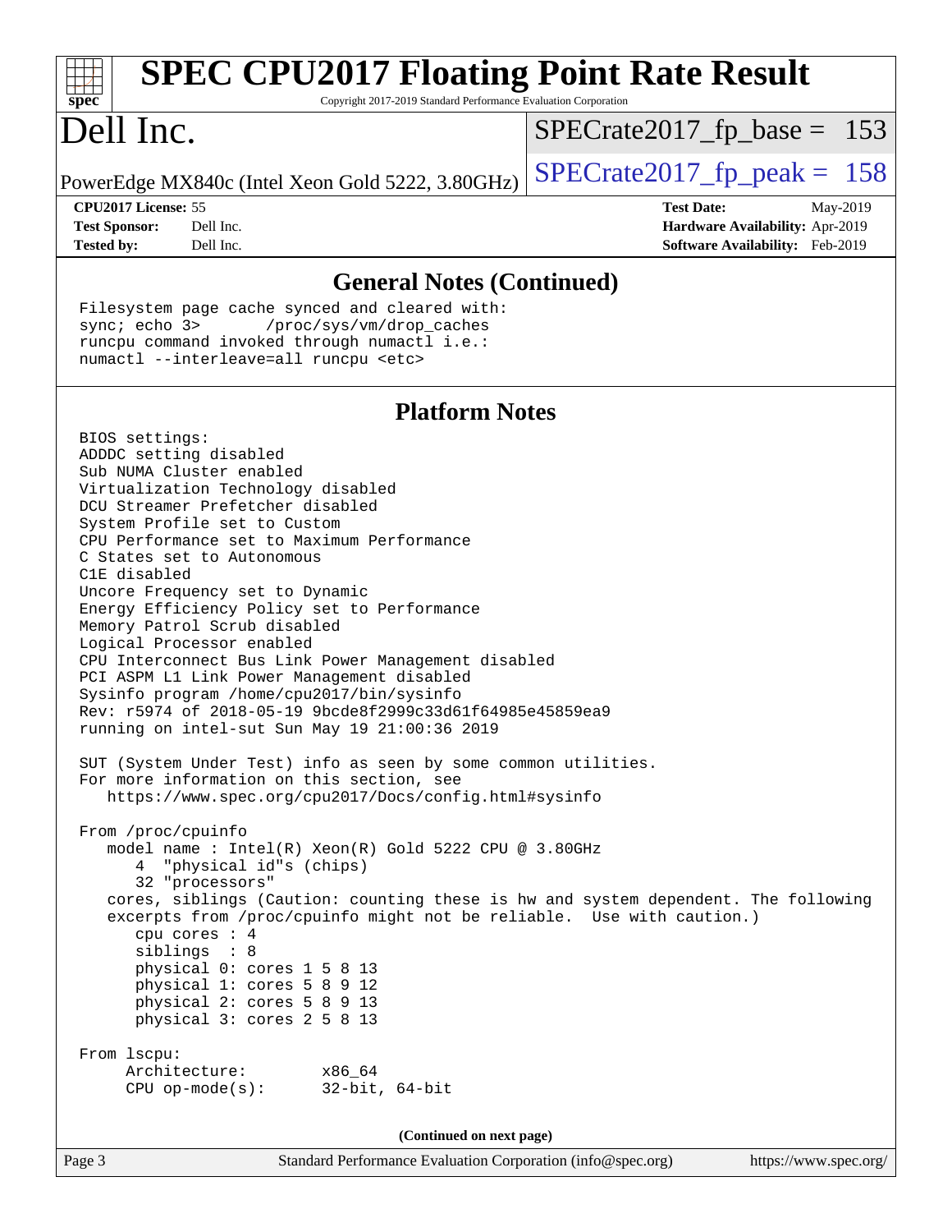# SPEC CPU2017 Floating Point Rate Result

Copyright 2017-2019 Standard Performance Evaluation Corporation

# Dell Inc.

PowerEdge MX840c (Intel Xeon Gold 5222, 3.80GHz)

SPECrate2017_fp_base = 153

SPECrate2017_fp_peak = 158

**CPU2017 License:** 55
**Test Sponsor:** Dell Inc.
**Tested by:** Dell Inc.

**Test Date:** May-2019
**Hardware Availability:** Apr-2019
**Software Availability:** Feb-2019

## General Notes (Continued)

```
Filesystem page cache synced and cleared with:
sync; echo 3>       /proc/sys/vm/drop_caches
runcpu command invoked through numactl i.e.:
numactl --interleave=all runcpu <etc>
```

## Platform Notes

```
BIOS settings:
ADDDC setting disabled
Sub NUMA Cluster enabled
Virtualization Technology disabled
DCU Streamer Prefetcher disabled
System Profile set to Custom
CPU Performance set to Maximum Performance
C States set to Autonomous
C1E disabled
Uncore Frequency set to Dynamic
Energy Efficiency Policy set to Performance
Memory Patrol Scrub disabled
Logical Processor enabled
CPU Interconnect Bus Link Power Management disabled
PCI ASPM L1 Link Power Management disabled
Sysinfo program /home/cpu2017/bin/sysinfo
Rev: r5974 of 2018-05-19 9bcde8f2999c33d61f64985e45859ea9
running on intel-sut Sun May 19 21:00:36 2019

SUT (System Under Test) info as seen by some common utilities.
For more information on this section, see
   https://www.spec.org/cpu2017/Docs/config.html#sysinfo

From /proc/cpuinfo
   model name : Intel(R) Xeon(R) Gold 5222 CPU @ 3.80GHz
      4  "physical id"s (chips)
      32 "processors"
   cores, siblings (Caution: counting these is hw and system dependent. The following
   excerpts from /proc/cpuinfo might not be reliable.  Use with caution.)
      cpu cores : 4
      siblings  : 8
      physical 0: cores 1 5 8 13
      physical 1: cores 5 8 9 12
      physical 2: cores 5 8 9 13
      physical 3: cores 2 5 8 13

From lscpu:
     Architecture:        x86_64
     CPU op-mode(s):      32-bit, 64-bit
```

(Continued on next page)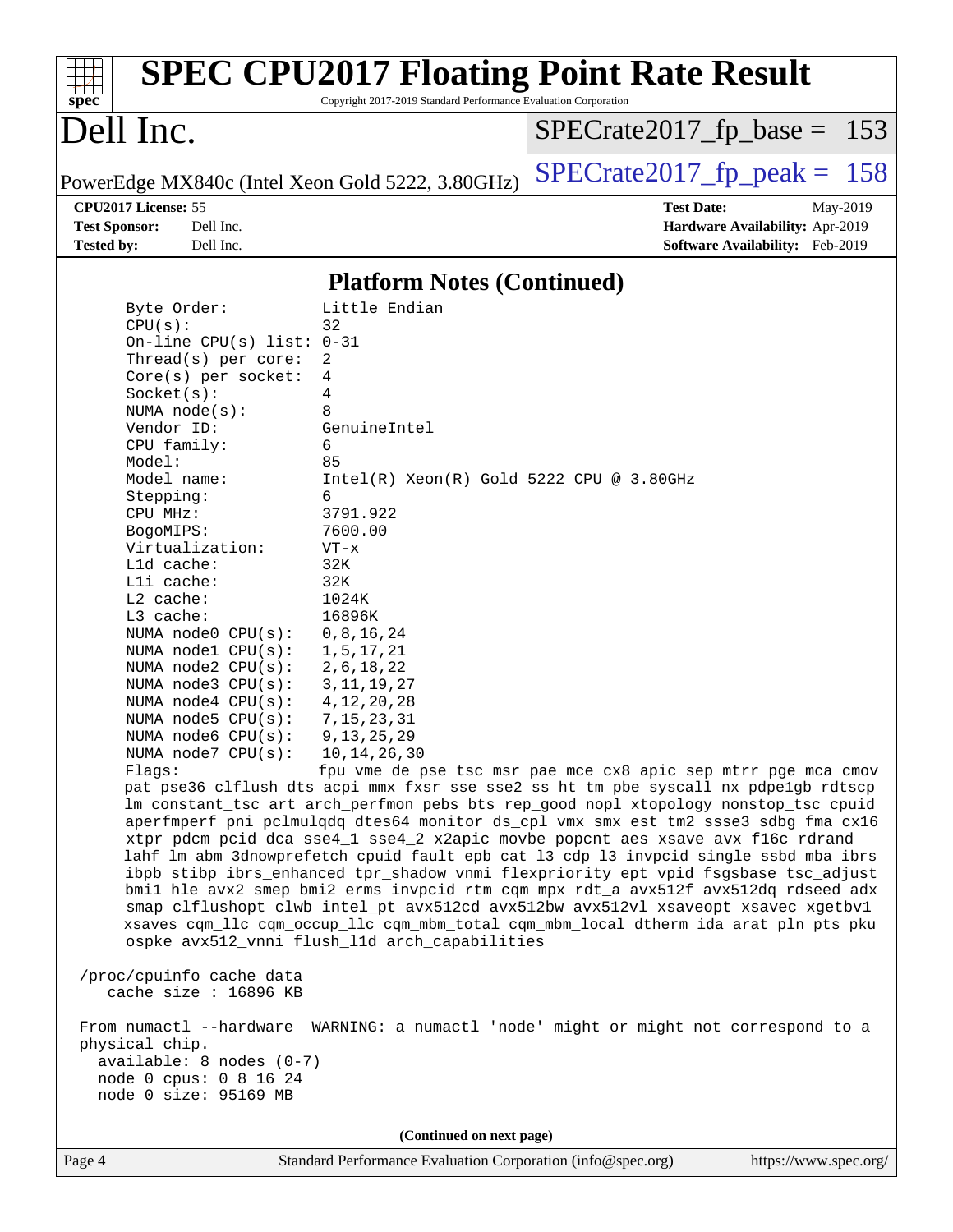## Platform Notes (Continued)

```
     Byte Order:            Little Endian
     CPU(s):                32
     On-line CPU(s) list: 0-31
     Thread(s) per core:  2
     Core(s) per socket:  4
     Socket(s):             4
     NUMA node(s):          8
     Vendor ID:             GenuineIntel
     CPU family:            6
     Model:                 85
     Model name:            Intel(R) Xeon(R) Gold 5222 CPU @ 3.80GHz
     Stepping:              6
     CPU MHz:               3791.922
     BogoMIPS:              7600.00
     Virtualization:        VT-x
     L1d cache:             32K
     L1i cache:             32K
     L2 cache:              1024K
     L3 cache:              16896K
     NUMA node0 CPU(s):   0,8,16,24
     NUMA node1 CPU(s):   1,5,17,21
     NUMA node2 CPU(s):   2,6,18,22
     NUMA node3 CPU(s):   3,11,19,27
     NUMA node4 CPU(s):   4,12,20,28
     NUMA node5 CPU(s):   7,15,23,31
     NUMA node6 CPU(s):   9,13,25,29
     NUMA node7 CPU(s):   10,14,26,30
     Flags:                 fpu vme de pse tsc msr pae mce cx8 apic sep mtrr pge mca cmov
     pat pse36 clflush dts acpi mmx fxsr sse sse2 ss ht tm pbe syscall nx pdpe1gb rdtscp
     lm constant_tsc art arch_perfmon pebs bts rep_good nopl xtopology nonstop_tsc cpuid
     aperfmperf pni pclmulqdq dtes64 monitor ds_cpl vmx smx est tm2 ssse3 sdbg fma cx16
     xtpr pdcm pcid dca sse4_1 sse4_2 x2apic movbe popcnt aes xsave avx f16c rdrand
     lahf_lm abm 3dnowprefetch cpuid_fault epb cat_l3 cdp_l3 invpcid_single ssbd mba ibrs
     ibpb stibp ibrs_enhanced tpr_shadow vnmi flexpriority ept vpid fsgsbase tsc_adjust
     bmi1 hle avx2 smep bmi2 erms invpcid rtm cqm mpx rdt_a avx512f avx512dq rdseed adx
     smap clflushopt clwb intel_pt avx512cd avx512bw avx512vl xsaveopt xsavec xgetbv1
     xsaves cqm_llc cqm_occup_llc cqm_mbm_total cqm_mbm_local dtherm ida arat pln pts pku
     ospke avx512_vnni flush_l1d arch_capabilities

 /proc/cpuinfo cache data
    cache size : 16896 KB

 From numactl --hardware  WARNING: a numactl 'node' might or might not correspond to a
 physical chip.
   available: 8 nodes (0-7)
   node 0 cpus: 0 8 16 24
   node 0 size: 95169 MB
```

**(Continued on next page)**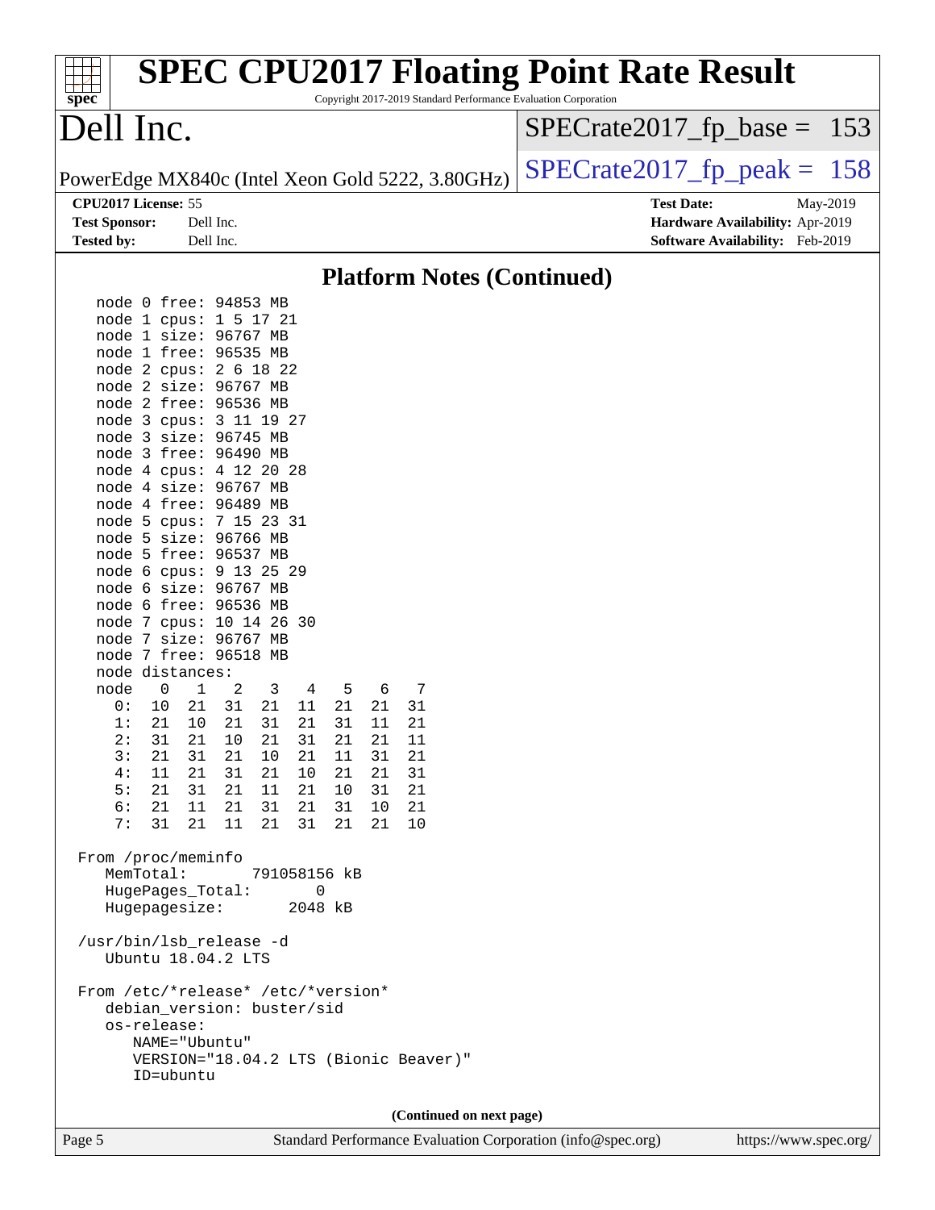# SPEC CPU2017 Floating Point Rate Result

Copyright 2017-2019 Standard Performance Evaluation Corporation

## Dell Inc.

PowerEdge MX840c (Intel Xeon Gold 5222, 3.80GHz)

SPECrate2017_fp_base = 153

SPECrate2017_fp_peak = 158

**CPU2017 License:** 55
**Test Sponsor:** Dell Inc.
**Tested by:** Dell Inc.

**Test Date:** May-2019
**Hardware Availability:** Apr-2019
**Software Availability:** Feb-2019

### Platform Notes (Continued)

```
    node 0 free: 94853 MB
    node 1 cpus: 1 5 17 21
    node 1 size: 96767 MB
    node 1 free: 96535 MB
    node 2 cpus: 2 6 18 22
    node 2 size: 96767 MB
    node 2 free: 96536 MB
    node 3 cpus: 3 11 19 27
    node 3 size: 96745 MB
    node 3 free: 96490 MB
    node 4 cpus: 4 12 20 28
    node 4 size: 96767 MB
    node 4 free: 96489 MB
    node 5 cpus: 7 15 23 31
    node 5 size: 96766 MB
    node 5 free: 96537 MB
    node 6 cpus: 9 13 25 29
    node 6 size: 96767 MB
    node 6 free: 96536 MB
    node 7 cpus: 10 14 26 30
    node 7 size: 96767 MB
    node 7 free: 96518 MB
    node distances:
    node   0   1   2   3   4   5   6   7
      0:  10  21  31  21  11  21  21  31
      1:  21  10  21  31  21  31  11  21
      2:  31  21  10  21  31  21  21  11
      3:  21  31  21  10  21  11  31  21
      4:  11  21  31  21  10  21  21  31
      5:  21  31  21  11  21  10  31  21
      6:  21  11  21  31  21  31  10  21
      7:  31  21  11  21  31  21  21  10

 From /proc/meminfo
    MemTotal:       791058156 kB
    HugePages_Total:       0
    Hugepagesize:       2048 kB

 /usr/bin/lsb_release -d
    Ubuntu 18.04.2 LTS

 From /etc/*release* /etc/*version*
    debian_version: buster/sid
    os-release:
       NAME="Ubuntu"
       VERSION="18.04.2 LTS (Bionic Beaver)"
       ID=ubuntu
```

(Continued on next page)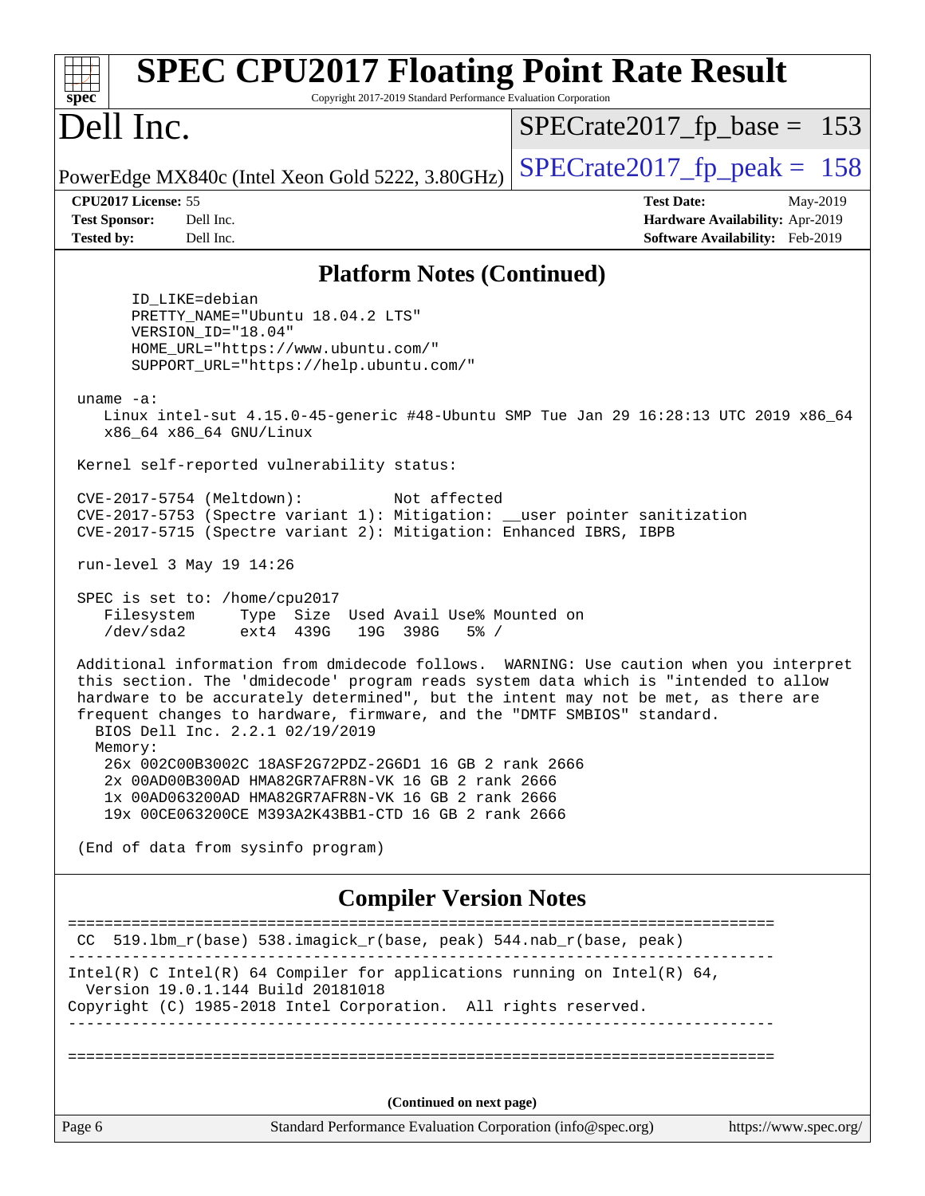## Platform Notes (Continued)

```
      ID_LIKE=debian
      PRETTY_NAME="Ubuntu 18.04.2 LTS"
      VERSION_ID="18.04"
      HOME_URL="https://www.ubuntu.com/"
      SUPPORT_URL="https://help.ubuntu.com/"

 uname -a:
    Linux intel-sut 4.15.0-45-generic #48-Ubuntu SMP Tue Jan 29 16:28:13 UTC 2019 x86_64
    x86_64 x86_64 GNU/Linux

 Kernel self-reported vulnerability status:

 CVE-2017-5754 (Meltdown):          Not affected
 CVE-2017-5753 (Spectre variant 1): Mitigation: __user pointer sanitization
 CVE-2017-5715 (Spectre variant 2): Mitigation: Enhanced IBRS, IBPB

 run-level 3 May 19 14:26

 SPEC is set to: /home/cpu2017
    Filesystem     Type  Size  Used Avail Use% Mounted on
    /dev/sda2      ext4  439G   19G  398G   5% /

 Additional information from dmidecode follows.  WARNING: Use caution when you interpret
 this section. The 'dmidecode' program reads system data which is "intended to allow
 hardware to be accurately determined", but the intent may not be met, as there are
 frequent changes to hardware, firmware, and the "DMTF SMBIOS" standard.
   BIOS Dell Inc. 2.2.1 02/19/2019
   Memory:
    26x 002C00B3002C 18ASF2G72PDZ-2G6D1 16 GB 2 rank 2666
    2x 00AD00B300AD HMA82GR7AFR8N-VK 16 GB 2 rank 2666
    1x 00AD063200AD HMA82GR7AFR8N-VK 16 GB 2 rank 2666
    19x 00CE063200CE M393A2K43BB1-CTD 16 GB 2 rank 2666

 (End of data from sysinfo program)
```

## Compiler Version Notes

```
==============================================================================
 CC  519.lbm_r(base) 538.imagick_r(base, peak) 544.nab_r(base, peak)
------------------------------------------------------------------------------
Intel(R) C Intel(R) 64 Compiler for applications running on Intel(R) 64,
  Version 19.0.1.144 Build 20181018
Copyright (C) 1985-2018 Intel Corporation.  All rights reserved.
------------------------------------------------------------------------------

==============================================================================
```

(Continued on next page)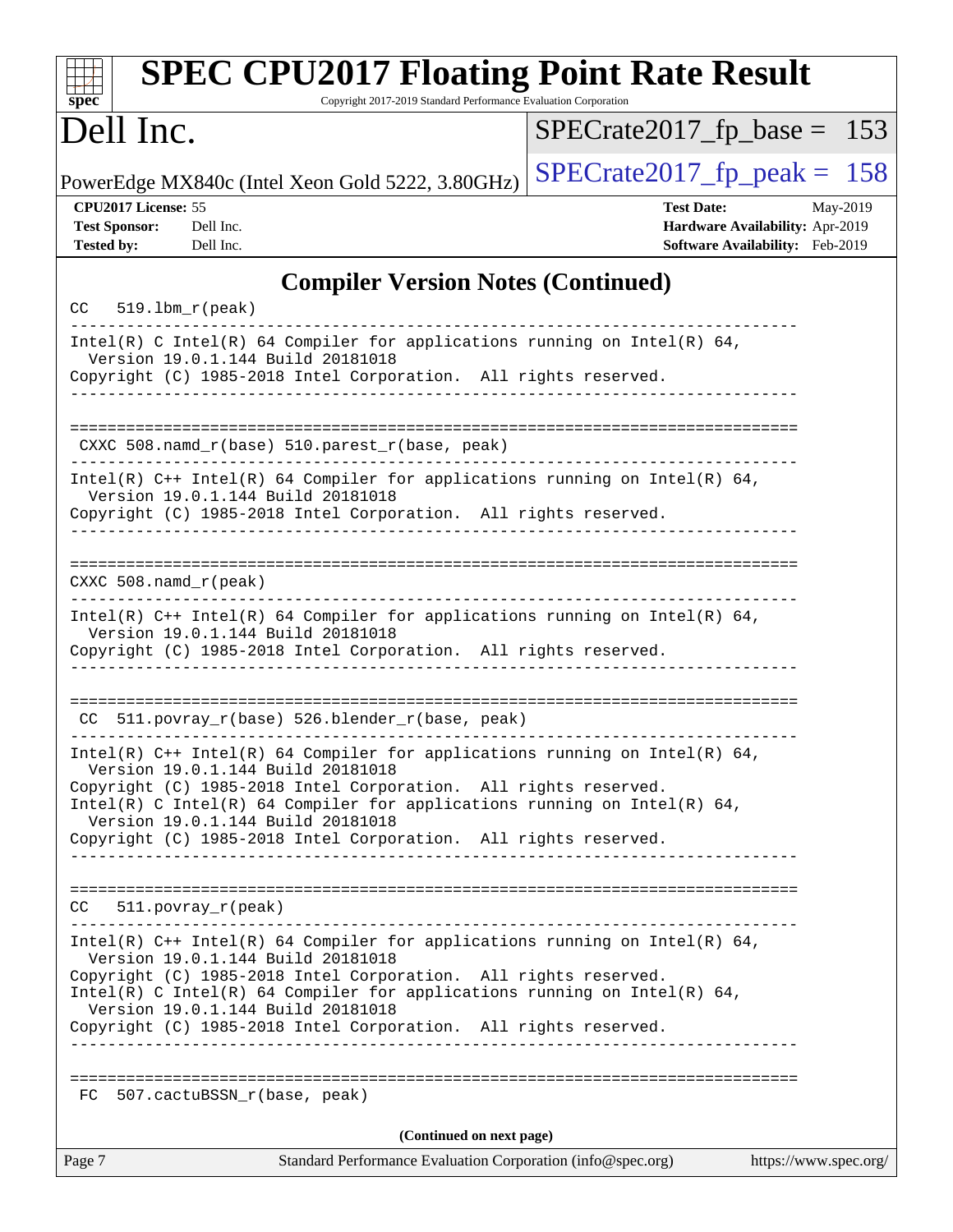## Compiler Version Notes (Continued)

```
CC  519.lbm_r(peak)
------------------------------------------------------------------------------
Intel(R) C Intel(R) 64 Compiler for applications running on Intel(R) 64,
  Version 19.0.1.144 Build 20181018
Copyright (C) 1985-2018 Intel Corporation.  All rights reserved.
------------------------------------------------------------------------------

==============================================================================
 CXXC 508.namd_r(base) 510.parest_r(base, peak)
------------------------------------------------------------------------------
Intel(R) C++ Intel(R) 64 Compiler for applications running on Intel(R) 64,
  Version 19.0.1.144 Build 20181018
Copyright (C) 1985-2018 Intel Corporation.  All rights reserved.
------------------------------------------------------------------------------

==============================================================================
CXXC 508.namd_r(peak)
------------------------------------------------------------------------------
Intel(R) C++ Intel(R) 64 Compiler for applications running on Intel(R) 64,
  Version 19.0.1.144 Build 20181018
Copyright (C) 1985-2018 Intel Corporation.  All rights reserved.
------------------------------------------------------------------------------

==============================================================================
 CC  511.povray_r(base) 526.blender_r(base, peak)
------------------------------------------------------------------------------
Intel(R) C++ Intel(R) 64 Compiler for applications running on Intel(R) 64,
  Version 19.0.1.144 Build 20181018
Copyright (C) 1985-2018 Intel Corporation.  All rights reserved.
Intel(R) C Intel(R) 64 Compiler for applications running on Intel(R) 64,
  Version 19.0.1.144 Build 20181018
Copyright (C) 1985-2018 Intel Corporation.  All rights reserved.
------------------------------------------------------------------------------

==============================================================================
CC  511.povray_r(peak)
------------------------------------------------------------------------------
Intel(R) C++ Intel(R) 64 Compiler for applications running on Intel(R) 64,
  Version 19.0.1.144 Build 20181018
Copyright (C) 1985-2018 Intel Corporation.  All rights reserved.
Intel(R) C Intel(R) 64 Compiler for applications running on Intel(R) 64,
  Version 19.0.1.144 Build 20181018
Copyright (C) 1985-2018 Intel Corporation.  All rights reserved.
------------------------------------------------------------------------------

==============================================================================
 FC  507.cactuBSSN_r(base, peak)
```

(Continued on next page)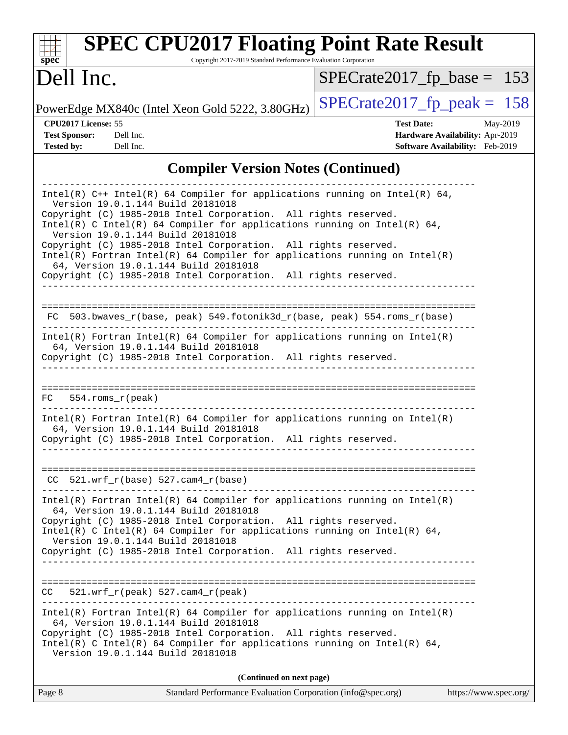## Compiler Version Notes (Continued)

```
------------------------------------------------------------------------------
Intel(R) C++ Intel(R) 64 Compiler for applications running on Intel(R) 64,
  Version 19.0.1.144 Build 20181018
Copyright (C) 1985-2018 Intel Corporation.  All rights reserved.
Intel(R) C Intel(R) 64 Compiler for applications running on Intel(R) 64,
  Version 19.0.1.144 Build 20181018
Copyright (C) 1985-2018 Intel Corporation.  All rights reserved.
Intel(R) Fortran Intel(R) 64 Compiler for applications running on Intel(R)
  64, Version 19.0.1.144 Build 20181018
Copyright (C) 1985-2018 Intel Corporation.  All rights reserved.
------------------------------------------------------------------------------

==============================================================================
 FC  503.bwaves_r(base, peak) 549.fotonik3d_r(base, peak) 554.roms_r(base)
------------------------------------------------------------------------------
Intel(R) Fortran Intel(R) 64 Compiler for applications running on Intel(R)
  64, Version 19.0.1.144 Build 20181018
Copyright (C) 1985-2018 Intel Corporation.  All rights reserved.
------------------------------------------------------------------------------

==============================================================================
 FC   554.roms_r(peak)
------------------------------------------------------------------------------
Intel(R) Fortran Intel(R) 64 Compiler for applications running on Intel(R)
  64, Version 19.0.1.144 Build 20181018
Copyright (C) 1985-2018 Intel Corporation.  All rights reserved.
------------------------------------------------------------------------------

==============================================================================
 CC  521.wrf_r(base) 527.cam4_r(base)
------------------------------------------------------------------------------
Intel(R) Fortran Intel(R) 64 Compiler for applications running on Intel(R)
  64, Version 19.0.1.144 Build 20181018
Copyright (C) 1985-2018 Intel Corporation.  All rights reserved.
Intel(R) C Intel(R) 64 Compiler for applications running on Intel(R) 64,
  Version 19.0.1.144 Build 20181018
Copyright (C) 1985-2018 Intel Corporation.  All rights reserved.
------------------------------------------------------------------------------

==============================================================================
 CC   521.wrf_r(peak) 527.cam4_r(peak)
------------------------------------------------------------------------------
Intel(R) Fortran Intel(R) 64 Compiler for applications running on Intel(R)
  64, Version 19.0.1.144 Build 20181018
Copyright (C) 1985-2018 Intel Corporation.  All rights reserved.
Intel(R) C Intel(R) 64 Compiler for applications running on Intel(R) 64,
  Version 19.0.1.144 Build 20181018
```

**(Continued on next page)**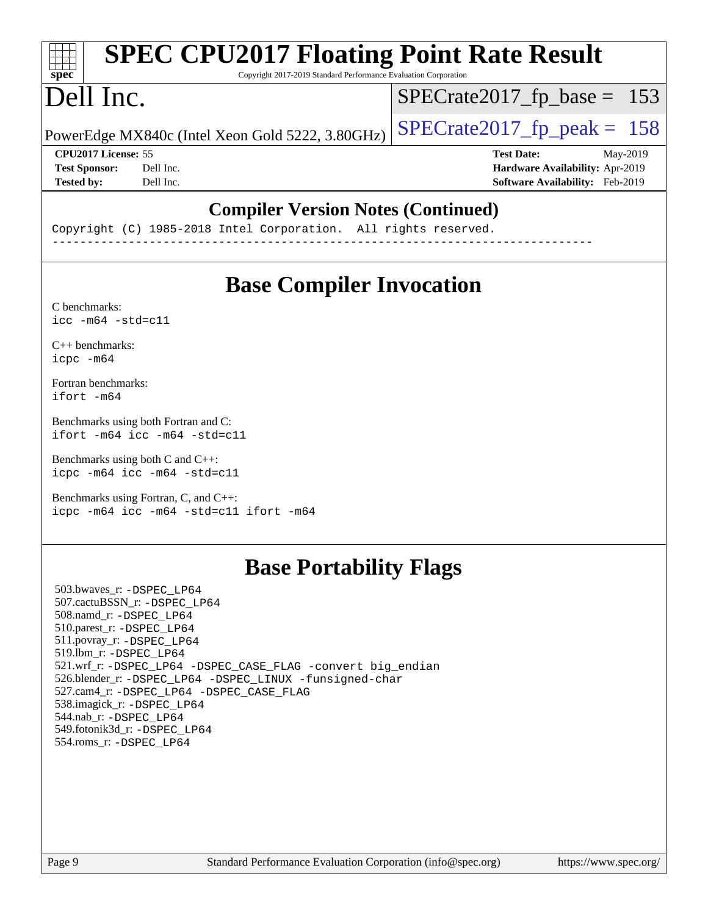## Compiler Version Notes (Continued)

```
Copyright (C) 1985-2018 Intel Corporation.  All rights reserved.
------------------------------------------------------------------------------
```

# Base Compiler Invocation

C benchmarks:
```
icc -m64 -std=c11
```

C++ benchmarks:
```
icpc -m64
```

Fortran benchmarks:
```
ifort -m64
```

Benchmarks using both Fortran and C:
```
ifort -m64 icc -m64 -std=c11
```

Benchmarks using both C and C++:
```
icpc -m64 icc -m64 -std=c11
```

Benchmarks using Fortran, C, and C++:
```
icpc -m64 icc -m64 -std=c11 ifort -m64
```

# Base Portability Flags

503.bwaves_r: -DSPEC_LP64
507.cactuBSSN_r: -DSPEC_LP64
508.namd_r: -DSPEC_LP64
510.parest_r: -DSPEC_LP64
511.povray_r: -DSPEC_LP64
519.lbm_r: -DSPEC_LP64
521.wrf_r: -DSPEC_LP64 -DSPEC_CASE_FLAG -convert big_endian
526.blender_r: -DSPEC_LP64 -DSPEC_LINUX -funsigned-char
527.cam4_r: -DSPEC_LP64 -DSPEC_CASE_FLAG
538.imagick_r: -DSPEC_LP64
544.nab_r: -DSPEC_LP64
549.fotonik3d_r: -DSPEC_LP64
554.roms_r: -DSPEC_LP64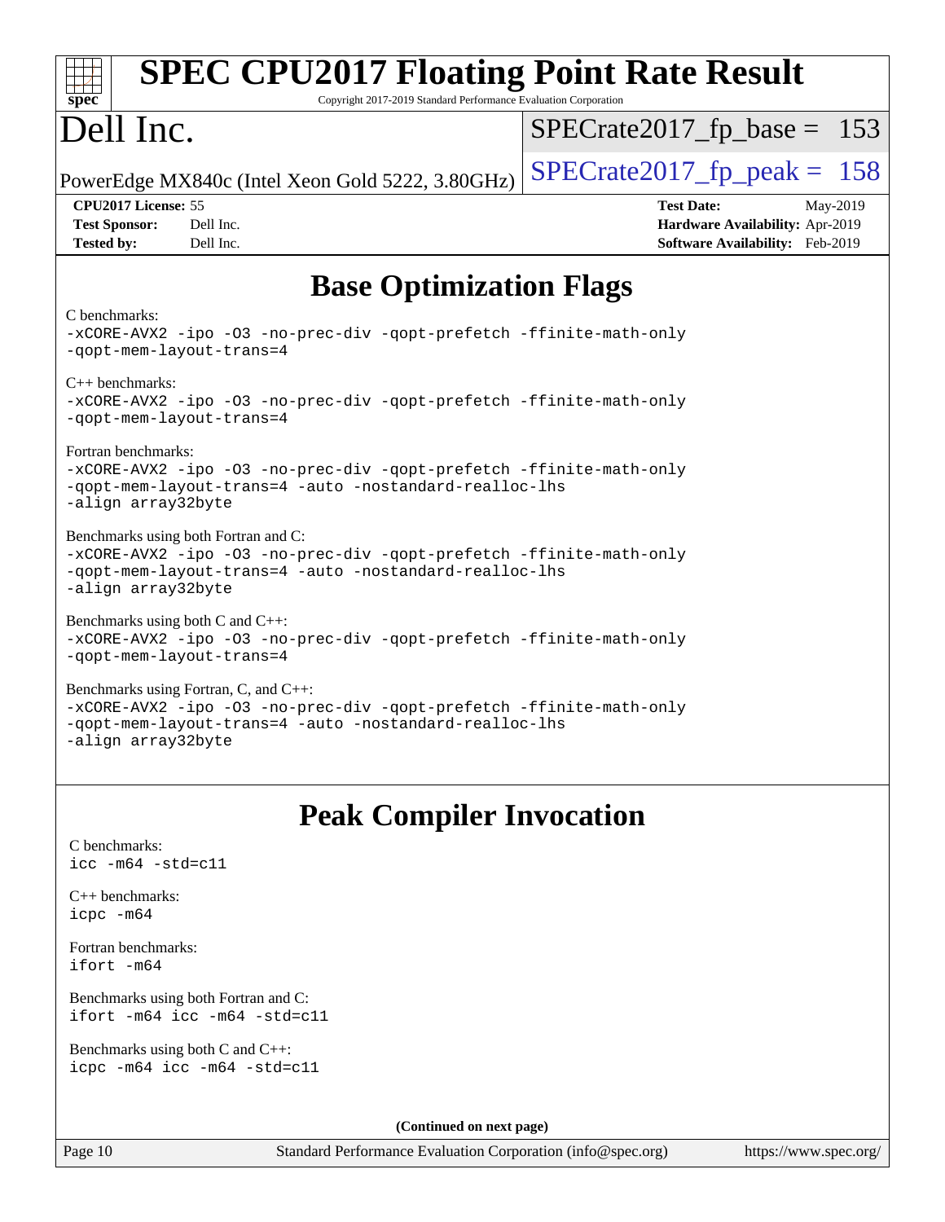# SPEC CPU2017 Floating Point Rate Result

Copyright 2017-2019 Standard Performance Evaluation Corporation

# Dell Inc.

PowerEdge MX840c (Intel Xeon Gold 5222, 3.80GHz)

SPECrate2017_fp_base = 153

SPECrate2017_fp_peak = 158

| | | | |
|---|---|---|---|
| **CPU2017 License:** | 55 | **Test Date:** | May-2019 |
| **Test Sponsor:** | Dell Inc. | **Hardware Availability:** | Apr-2019 |
| **Tested by:** | Dell Inc. | **Software Availability:** | Feb-2019 |

## Base Optimization Flags

C benchmarks:
```
-xCORE-AVX2 -ipo -O3 -no-prec-div -qopt-prefetch -ffinite-math-only
-qopt-mem-layout-trans=4
```

C++ benchmarks:
```
-xCORE-AVX2 -ipo -O3 -no-prec-div -qopt-prefetch -ffinite-math-only
-qopt-mem-layout-trans=4
```

Fortran benchmarks:
```
-xCORE-AVX2 -ipo -O3 -no-prec-div -qopt-prefetch -ffinite-math-only
-qopt-mem-layout-trans=4 -auto -nostandard-realloc-lhs
-align array32byte
```

Benchmarks using both Fortran and C:
```
-xCORE-AVX2 -ipo -O3 -no-prec-div -qopt-prefetch -ffinite-math-only
-qopt-mem-layout-trans=4 -auto -nostandard-realloc-lhs
-align array32byte
```

Benchmarks using both C and C++:
```
-xCORE-AVX2 -ipo -O3 -no-prec-div -qopt-prefetch -ffinite-math-only
-qopt-mem-layout-trans=4
```

Benchmarks using Fortran, C, and C++:
```
-xCORE-AVX2 -ipo -O3 -no-prec-div -qopt-prefetch -ffinite-math-only
-qopt-mem-layout-trans=4 -auto -nostandard-realloc-lhs
-align array32byte
```

## Peak Compiler Invocation

C benchmarks:
```
icc -m64 -std=c11
```

C++ benchmarks:
```
icpc -m64
```

Fortran benchmarks:
```
ifort -m64
```

Benchmarks using both Fortran and C:
```
ifort -m64 icc -m64 -std=c11
```

Benchmarks using both C and C++:
```
icpc -m64 icc -m64 -std=c11
```

**(Continued on next page)**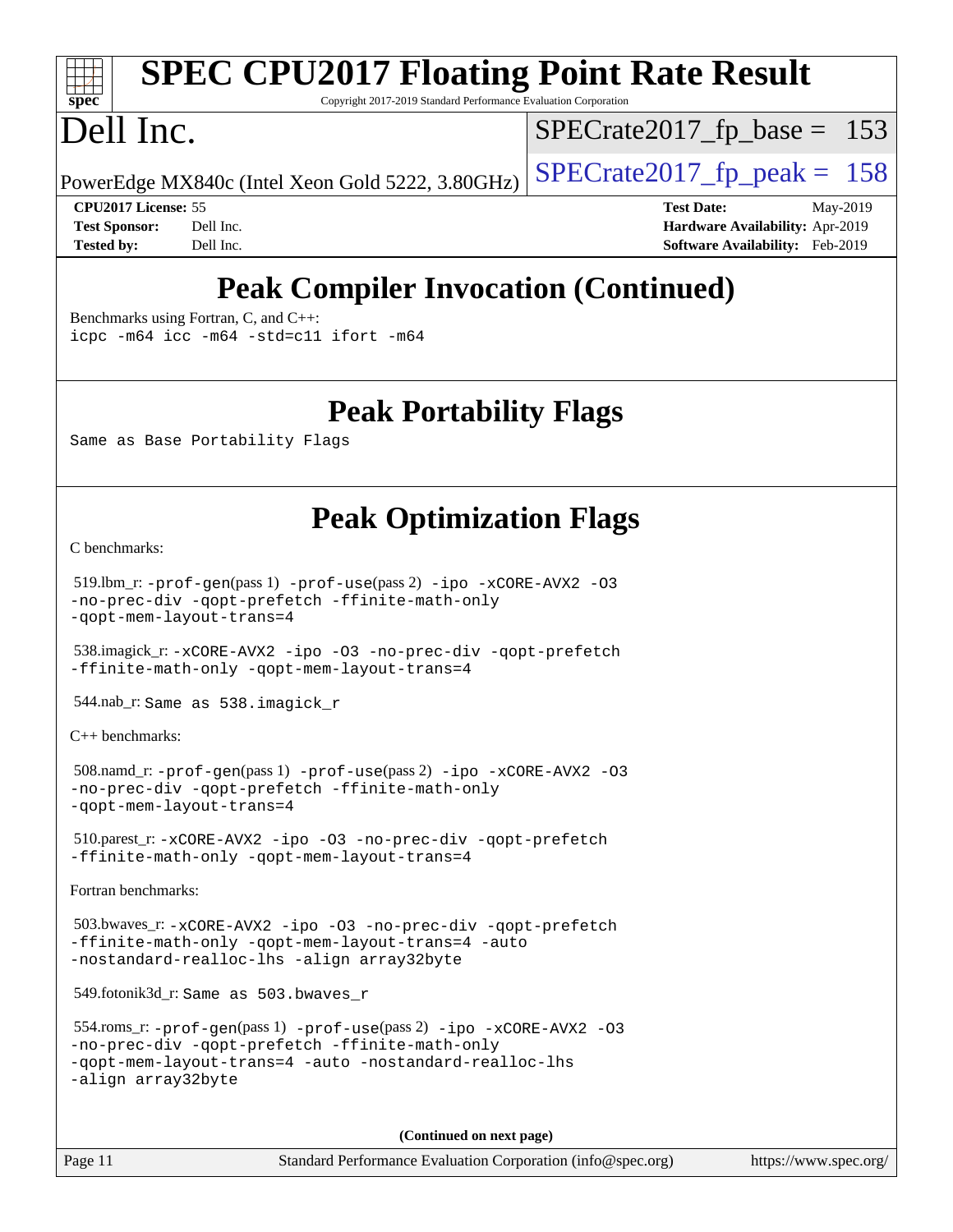# SPEC CPU2017 Floating Point Rate Result

Copyright 2017-2019 Standard Performance Evaluation Corporation

# Dell Inc.

PowerEdge MX840c (Intel Xeon Gold 5222, 3.80GHz)

SPECrate2017_fp_base = 153

SPECrate2017_fp_peak = 158

**CPU2017 License:** 55
**Test Sponsor:** Dell Inc.
**Tested by:** Dell Inc.

**Test Date:** May-2019
**Hardware Availability:** Apr-2019
**Software Availability:** Feb-2019

## Peak Compiler Invocation (Continued)

Benchmarks using Fortran, C, and C++:

```
icpc -m64 icc -m64 -std=c11 ifort -m64
```

## Peak Portability Flags

```
Same as Base Portability Flags
```

## Peak Optimization Flags

C benchmarks:

519.lbm_r: `-prof-gen`(pass 1) `-prof-use`(pass 2) `-ipo -xCORE-AVX2 -O3 -no-prec-div -qopt-prefetch -ffinite-math-only -qopt-mem-layout-trans=4`

538.imagick_r: `-xCORE-AVX2 -ipo -O3 -no-prec-div -qopt-prefetch -ffinite-math-only -qopt-mem-layout-trans=4`

544.nab_r: `Same as 538.imagick_r`

C++ benchmarks:

508.namd_r: `-prof-gen`(pass 1) `-prof-use`(pass 2) `-ipo -xCORE-AVX2 -O3 -no-prec-div -qopt-prefetch -ffinite-math-only -qopt-mem-layout-trans=4`

510.parest_r: `-xCORE-AVX2 -ipo -O3 -no-prec-div -qopt-prefetch -ffinite-math-only -qopt-mem-layout-trans=4`

Fortran benchmarks:

503.bwaves_r: `-xCORE-AVX2 -ipo -O3 -no-prec-div -qopt-prefetch -ffinite-math-only -qopt-mem-layout-trans=4 -auto -nostandard-realloc-lhs -align array32byte`

549.fotonik3d_r: `Same as 503.bwaves_r`

554.roms_r: `-prof-gen`(pass 1) `-prof-use`(pass 2) `-ipo -xCORE-AVX2 -O3 -no-prec-div -qopt-prefetch -ffinite-math-only -qopt-mem-layout-trans=4 -auto -nostandard-realloc-lhs -align array32byte`

**(Continued on next page)**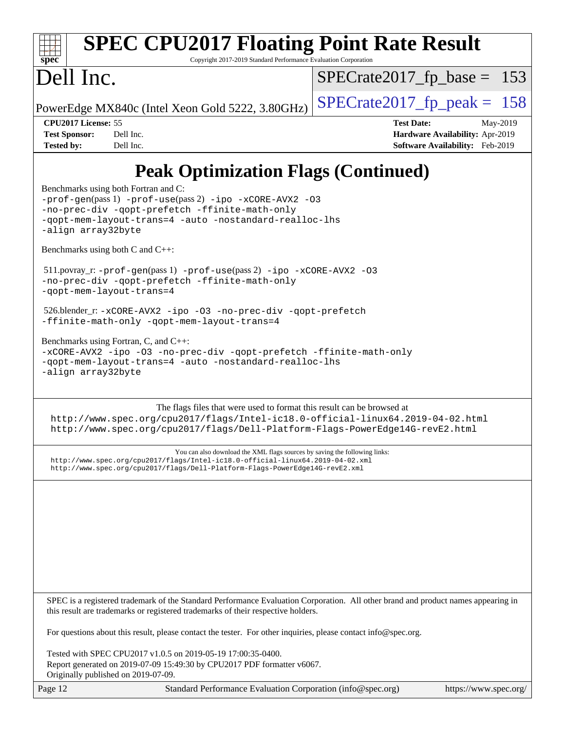# Peak Optimization Flags (Continued)

Benchmarks using both Fortran and C:

-prof-gen(pass 1) -prof-use(pass 2) -ipo -xCORE-AVX2 -O3 -no-prec-div -qopt-prefetch -ffinite-math-only -qopt-mem-layout-trans=4 -auto -nostandard-realloc-lhs -align array32byte

Benchmarks using both C and C++:

511.povray_r: -prof-gen(pass 1) -prof-use(pass 2) -ipo -xCORE-AVX2 -O3 -no-prec-div -qopt-prefetch -ffinite-math-only -qopt-mem-layout-trans=4

526.blender_r: -xCORE-AVX2 -ipo -O3 -no-prec-div -qopt-prefetch -ffinite-math-only -qopt-mem-layout-trans=4

Benchmarks using Fortran, C, and C++:

-xCORE-AVX2 -ipo -O3 -no-prec-div -qopt-prefetch -ffinite-math-only -qopt-mem-layout-trans=4 -auto -nostandard-realloc-lhs -align array32byte

The flags files that were used to format this result can be browsed at
http://www.spec.org/cpu2017/flags/Intel-ic18.0-official-linux64.2019-04-02.html
http://www.spec.org/cpu2017/flags/Dell-Platform-Flags-PowerEdge14G-revE2.html

You can also download the XML flags sources by saving the following links:
http://www.spec.org/cpu2017/flags/Intel-ic18.0-official-linux64.2019-04-02.xml
http://www.spec.org/cpu2017/flags/Dell-Platform-Flags-PowerEdge14G-revE2.xml

SPEC is a registered trademark of the Standard Performance Evaluation Corporation. All other brand and product names appearing in this result are trademarks or registered trademarks of their respective holders.

For questions about this result, please contact the tester. For other inquiries, please contact info@spec.org.

Tested with SPEC CPU2017 v1.0.5 on 2019-05-19 17:00:35-0400.
Report generated on 2019-07-09 15:49:30 by CPU2017 PDF formatter v6067.
Originally published on 2019-07-09.